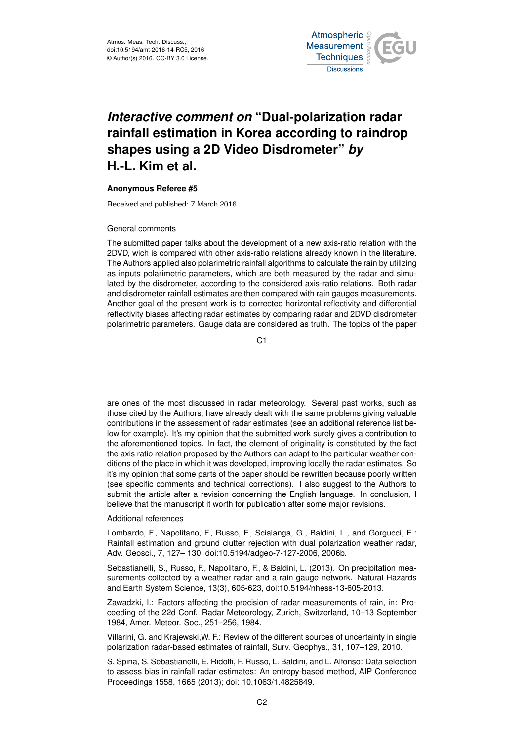# *Interactive comment on* "Dual-polarization radar rainfall estimation in Korea according to raindrop shapes using a 2D Video Disdrometer" *by* H.-L. Kim et al.

**Anonymous Referee #5**

Received and published: 7 March 2016

General comments

The submitted paper talks about the development of a new axis-ratio relation with the 2DVD, wich is compared with other axis-ratio relations already known in the literature. The Authors applied also polarimetric rainfall algorithms to calculate the rain by utilizing as inputs polarimetric parameters, which are both measured by the radar and simulated by the disdrometer, according to the considered axis-ratio relations. Both radar and disdrometer rainfall estimates are then compared with rain gauges measurements. Another goal of the present work is to corrected horizontal reflectivity and differential reflectivity biases affecting radar estimates by comparing radar and 2DVD disdrometer polarimetric parameters. Gauge data are considered as truth. The topics of the paper are ones of the most discussed in radar meteorology. Several past works, such as those cited by the Authors, have already dealt with the same problems giving valuable contributions in the assessment of radar estimates (see an additional reference list below for example). It's my opinion that the submitted work surely gives a contribution to the aforementioned topics. In fact, the element of originality is constituted by the fact the axis ratio relation proposed by the Authors can adapt to the particular weather conditions of the place in which it was developed, improving locally the radar estimates. So it's my opinion that some parts of the paper should be rewritten because poorly written (see specific comments and technical corrections). I also suggest to the Authors to submit the article after a revision concerning the English language. In conclusion, I believe that the manuscript it worth for publication after some major revisions.

Additional references

Lombardo, F., Napolitano, F., Russo, F., Scialanga, G., Baldini, L., and Gorgucci, E.: Rainfall estimation and ground clutter rejection with dual polarization weather radar, Adv. Geosci., 7, 127– 130, doi:10.5194/adgeo-7-127-2006, 2006b.

Sebastianelli, S., Russo, F., Napolitano, F., & Baldini, L. (2013). On precipitation measurements collected by a weather radar and a rain gauge network. Natural Hazards and Earth System Science, 13(3), 605-623, doi:10.5194/nhess-13-605-2013.

Zawadzki, I.: Factors affecting the precision of radar measurements of rain, in: Proceeding of the 22d Conf. Radar Meteorology, Zurich, Switzerland, 10–13 September 1984, Amer. Meteor. Soc., 251–256, 1984.

Villarini, G. and Krajewski,W. F.: Review of the different sources of uncertainty in single polarization radar-based estimates of rainfall, Surv. Geophys., 31, 107–129, 2010.

S. Spina, S. Sebastianelli, E. Ridolfi, F. Russo, L. Baldini, and L. Alfonso: Data selection to assess bias in rainfall radar estimates: An entropy-based method, AIP Conference Proceedings 1558, 1665 (2013); doi: 10.1063/1.4825849.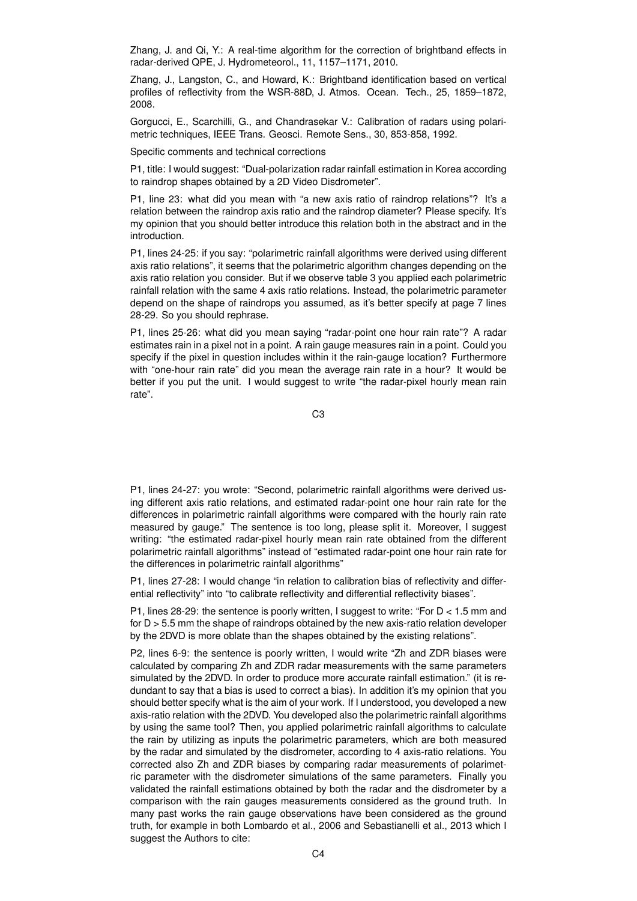Zhang, J. and Qi, Y.: A real-time algorithm for the correction of brightband effects in radar-derived QPE, J. Hydrometeorol., 11, 1157–1171, 2010.

Zhang, J., Langston, C., and Howard, K.: Brightband identification based on vertical profiles of reflectivity from the WSR-88D, J. Atmos. Ocean. Tech., 25, 1859–1872, 2008.

Gorgucci, E., Scarchilli, G., and Chandrasekar V.: Calibration of radars using polarimetric techniques, IEEE Trans. Geosci. Remote Sens., 30, 853-858, 1992.

Specific comments and technical corrections

P1, title: I would suggest: "Dual-polarization radar rainfall estimation in Korea according to raindrop shapes obtained by a 2D Video Disdrometer".

P1, line 23: what did you mean with "a new axis ratio of raindrop relations"? It's a relation between the raindrop axis ratio and the raindrop diameter? Please specify. It's my opinion that you should better introduce this relation both in the abstract and in the introduction.

P1, lines 24-25: if you say: "polarimetric rainfall algorithms were derived using different axis ratio relations", it seems that the polarimetric algorithm changes depending on the axis ratio relation you consider. But if we observe table 3 you applied each polarimetric rainfall relation with the same 4 axis ratio relations. Instead, the polarimetric parameter depend on the shape of raindrops you assumed, as it's better specify at page 7 lines 28-29. So you should rephrase.

P1, lines 25-26: what did you mean saying "radar-point one hour rain rate"? A radar estimates rain in a pixel not in a point. A rain gauge measures rain in a point. Could you specify if the pixel in question includes within it the rain-gauge location? Furthermore with "one-hour rain rate" did you mean the average rain rate in a hour? It would be better if you put the unit. I would suggest to write "the radar-pixel hourly mean rain rate".

P1, lines 24-27: you wrote: "Second, polarimetric rainfall algorithms were derived using different axis ratio relations, and estimated radar-point one hour rain rate for the differences in polarimetric rainfall algorithms were compared with the hourly rain rate measured by gauge." The sentence is too long, please split it. Moreover, I suggest writing: "the estimated radar-pixel hourly mean rain rate obtained from the different polarimetric rainfall algorithms" instead of "estimated radar-point one hour rain rate for the differences in polarimetric rainfall algorithms"

P1, lines 27-28: I would change "in relation to calibration bias of reflectivity and differential reflectivity" into "to calibrate reflectivity and differential reflectivity biases".

P1, lines 28-29: the sentence is poorly written, I suggest to write: "For $D < 1.5$ mm and for $D > 5.5$ mm the shape of raindrops obtained by the new axis-ratio relation developer by the 2DVD is more oblate than the shapes obtained by the existing relations".

P2, lines 6-9: the sentence is poorly written, I would write "Zh and ZDR biases were calculated by comparing Zh and ZDR radar measurements with the same parameters simulated by the 2DVD. In order to produce more accurate rainfall estimation." (it is redundant to say that a bias is used to correct a bias). In addition it's my opinion that you should better specify what is the aim of your work. If I understood, you developed a new axis-ratio relation with the 2DVD. You developed also the polarimetric rainfall algorithms by using the same tool? Then, you applied polarimetric rainfall algorithms to calculate the rain by utilizing as inputs the polarimetric parameters, which are both measured by the radar and simulated by the disdrometer, according to 4 axis-ratio relations. You corrected also Zh and ZDR biases by comparing radar measurements of polarimetric parameter with the disdrometer simulations of the same parameters. Finally you validated the rainfall estimations obtained by both the radar and the disdrometer by a comparison with the rain gauges measurements considered as the ground truth. In many past works the rain gauge observations have been considered as the ground truth, for example in both Lombardo et al., 2006 and Sebastianelli et al., 2013 which I suggest the Authors to cite: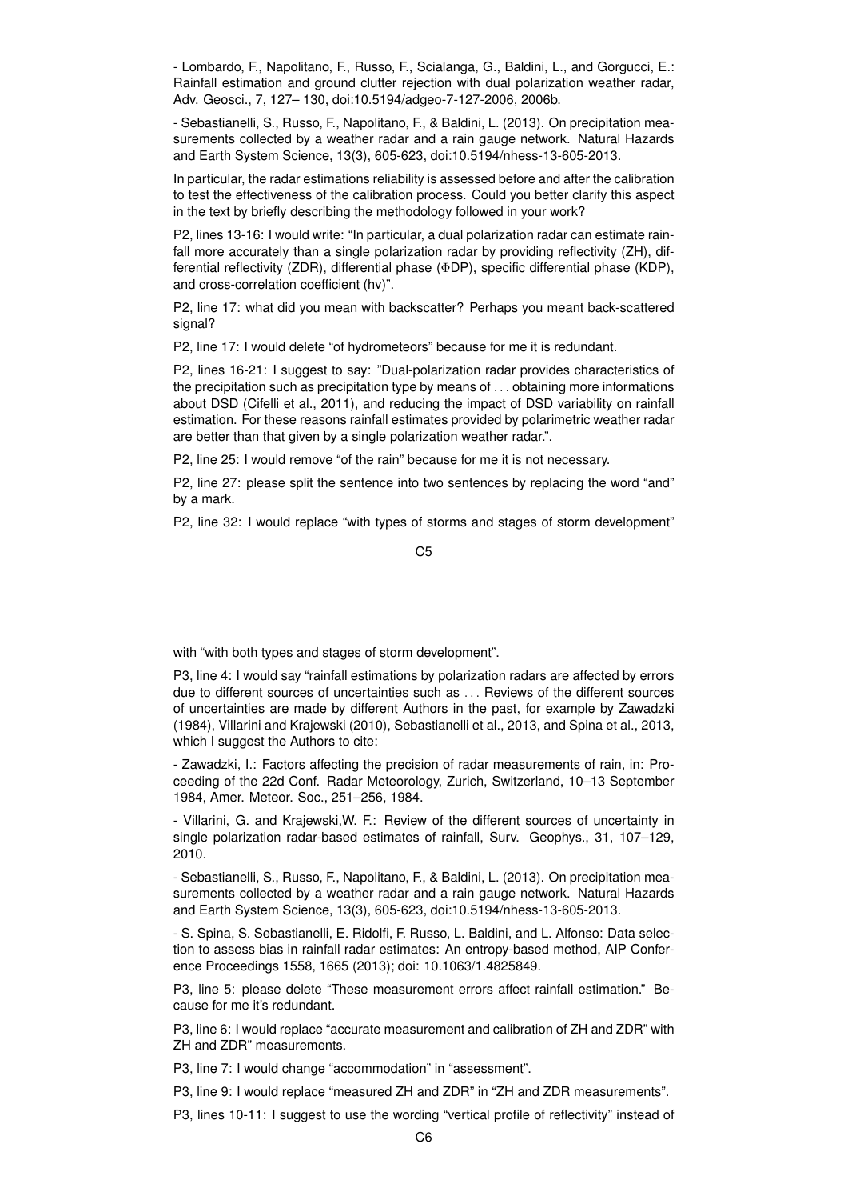- Lombardo, F., Napolitano, F., Russo, F., Scialanga, G., Baldini, L., and Gorgucci, E.: Rainfall estimation and ground clutter rejection with dual polarization weather radar, Adv. Geosci., 7, 127– 130, doi:10.5194/adgeo-7-127-2006, 2006b.

- Sebastianelli, S., Russo, F., Napolitano, F., & Baldini, L. (2013). On precipitation measurements collected by a weather radar and a rain gauge network. Natural Hazards and Earth System Science, 13(3), 605-623, doi:10.5194/nhess-13-605-2013.

In particular, the radar estimations reliability is assessed before and after the calibration to test the effectiveness of the calibration process. Could you better clarify this aspect in the text by briefly describing the methodology followed in your work?

P2, lines 13-16: I would write: "In particular, a dual polarization radar can estimate rainfall more accurately than a single polarization radar by providing reflectivity (ZH), differential reflectivity (ZDR), differential phase (ΦDP), specific differential phase (KDP), and cross-correlation coefficient (hv)".

P2, line 17: what did you mean with backscatter? Perhaps you meant back-scattered signal?

P2, line 17: I would delete "of hydrometeors" because for me it is redundant.

P2, lines 16-21: I suggest to say: "Dual-polarization radar provides characteristics of the precipitation such as precipitation type by means of . . . obtaining more informations about DSD (Cifelli et al., 2011), and reducing the impact of DSD variability on rainfall estimation. For these reasons rainfall estimates provided by polarimetric weather radar are better than that given by a single polarization weather radar.".

P2, line 25: I would remove "of the rain" because for me it is not necessary.

P2, line 27: please split the sentence into two sentences by replacing the word "and" by a mark.

P2, line 32: I would replace "with types of storms and stages of storm development" with "with both types and stages of storm development".

P3, line 4: I would say "rainfall estimations by polarization radars are affected by errors due to different sources of uncertainties such as . . . Reviews of the different sources of uncertainties are made by different Authors in the past, for example by Zawadzki (1984), Villarini and Krajewski (2010), Sebastianelli et al., 2013, and Spina et al., 2013, which I suggest the Authors to cite:

- Zawadzki, I.: Factors affecting the precision of radar measurements of rain, in: Proceeding of the 22d Conf. Radar Meteorology, Zurich, Switzerland, 10–13 September 1984, Amer. Meteor. Soc., 251–256, 1984.

- Villarini, G. and Krajewski,W. F.: Review of the different sources of uncertainty in single polarization radar-based estimates of rainfall, Surv. Geophys., 31, 107–129, 2010.

- Sebastianelli, S., Russo, F., Napolitano, F., & Baldini, L. (2013). On precipitation measurements collected by a weather radar and a rain gauge network. Natural Hazards and Earth System Science, 13(3), 605-623, doi:10.5194/nhess-13-605-2013.

- S. Spina, S. Sebastianelli, E. Ridolfi, F. Russo, L. Baldini, and L. Alfonso: Data selection to assess bias in rainfall radar estimates: An entropy-based method, AIP Conference Proceedings 1558, 1665 (2013); doi: 10.1063/1.4825849.

P3, line 5: please delete "These measurement errors affect rainfall estimation." Because for me it's redundant.

P3, line 6: I would replace "accurate measurement and calibration of ZH and ZDR" with ZH and ZDR" measurements.

P3, line 7: I would change "accommodation" in "assessment".

P3, line 9: I would replace "measured ZH and ZDR" in "ZH and ZDR measurements".

P3, lines 10-11: I suggest to use the wording "vertical profile of reflectivity" instead of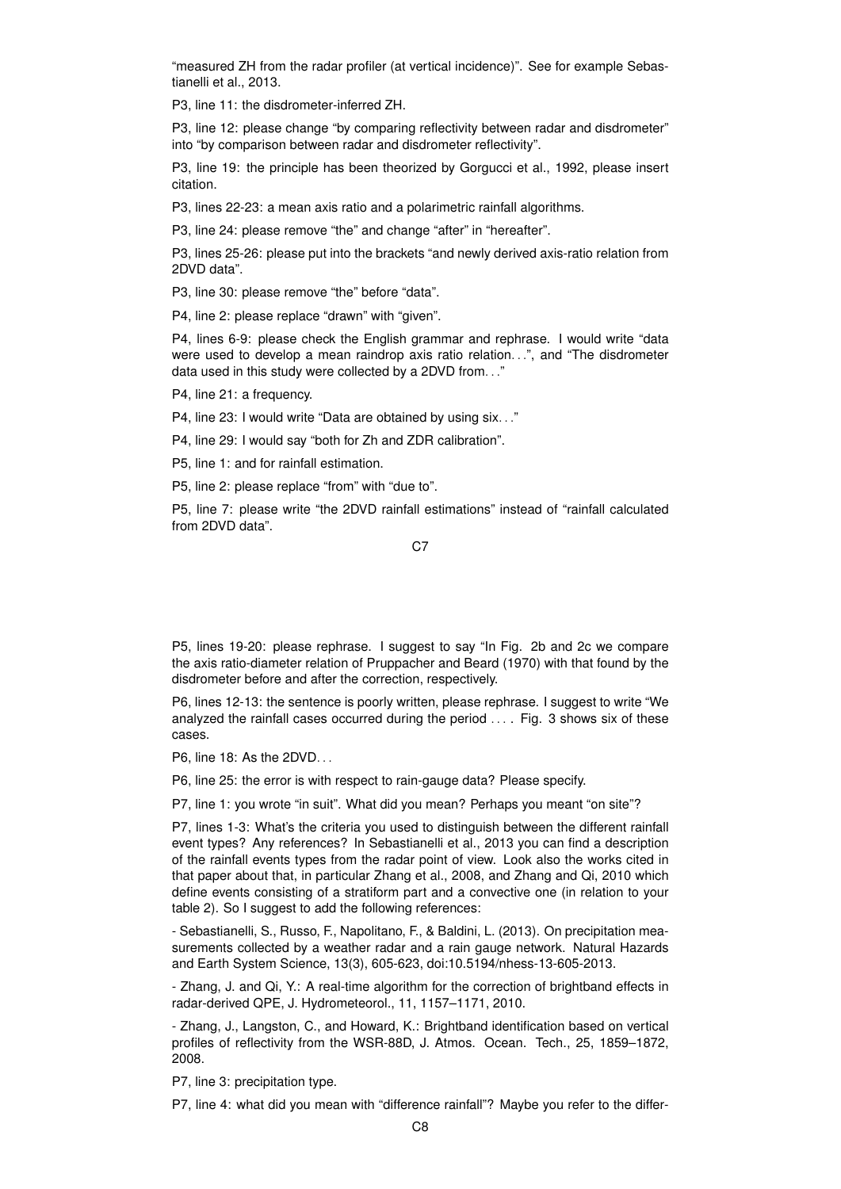"measured ZH from the radar profiler (at vertical incidence)". See for example Sebastianelli et al., 2013.

P3, line 11: the disdrometer-inferred ZH.

P3, line 12: please change "by comparing reflectivity between radar and disdrometer" into "by comparison between radar and disdrometer reflectivity".

P3, line 19: the principle has been theorized by Gorgucci et al., 1992, please insert citation.

P3, lines 22-23: a mean axis ratio and a polarimetric rainfall algorithms.

P3, line 24: please remove "the" and change "after" in "hereafter".

P3, lines 25-26: please put into the brackets "and newly derived axis-ratio relation from 2DVD data".

P3, line 30: please remove "the" before "data".

P4, line 2: please replace "drawn" with "given".

P4, lines 6-9: please check the English grammar and rephrase. I would write "data were used to develop a mean raindrop axis ratio relation. . .", and "The disdrometer data used in this study were collected by a 2DVD from. . ."

P4, line 21: a frequency.

P4, line 23: I would write "Data are obtained by using six. . ."

P4, line 29: I would say "both for Zh and ZDR calibration".

P5, line 1: and for rainfall estimation.

P5, line 2: please replace "from" with "due to".

P5, line 7: please write "the 2DVD rainfall estimations" instead of "rainfall calculated from 2DVD data".

P5, lines 19-20: please rephrase. I suggest to say "In Fig. 2b and 2c we compare the axis ratio-diameter relation of Pruppacher and Beard (1970) with that found by the disdrometer before and after the correction, respectively.

P6, lines 12-13: the sentence is poorly written, please rephrase. I suggest to write "We analyzed the rainfall cases occurred during the period . . . . Fig. 3 shows six of these cases.

P6, line 18: As the 2DVD. . .

P6, line 25: the error is with respect to rain-gauge data? Please specify.

P7, line 1: you wrote "in suit". What did you mean? Perhaps you meant "on site"?

P7, lines 1-3: What's the criteria you used to distinguish between the different rainfall event types? Any references? In Sebastianelli et al., 2013 you can find a description of the rainfall events types from the radar point of view. Look also the works cited in that paper about that, in particular Zhang et al., 2008, and Zhang and Qi, 2010 which define events consisting of a stratiform part and a convective one (in relation to your table 2). So I suggest to add the following references:

- Sebastianelli, S., Russo, F., Napolitano, F., & Baldini, L. (2013). On precipitation measurements collected by a weather radar and a rain gauge network. Natural Hazards and Earth System Science, 13(3), 605-623, doi:10.5194/nhess-13-605-2013.

- Zhang, J. and Qi, Y.: A real-time algorithm for the correction of brightband effects in radar-derived QPE, J. Hydrometeorol., 11, 1157–1171, 2010.

- Zhang, J., Langston, C., and Howard, K.: Brightband identification based on vertical profiles of reflectivity from the WSR-88D, J. Atmos. Ocean. Tech., 25, 1859–1872, 2008.

P7, line 3: precipitation type.

P7, line 4: what did you mean with "difference rainfall"? Maybe you refer to the differ-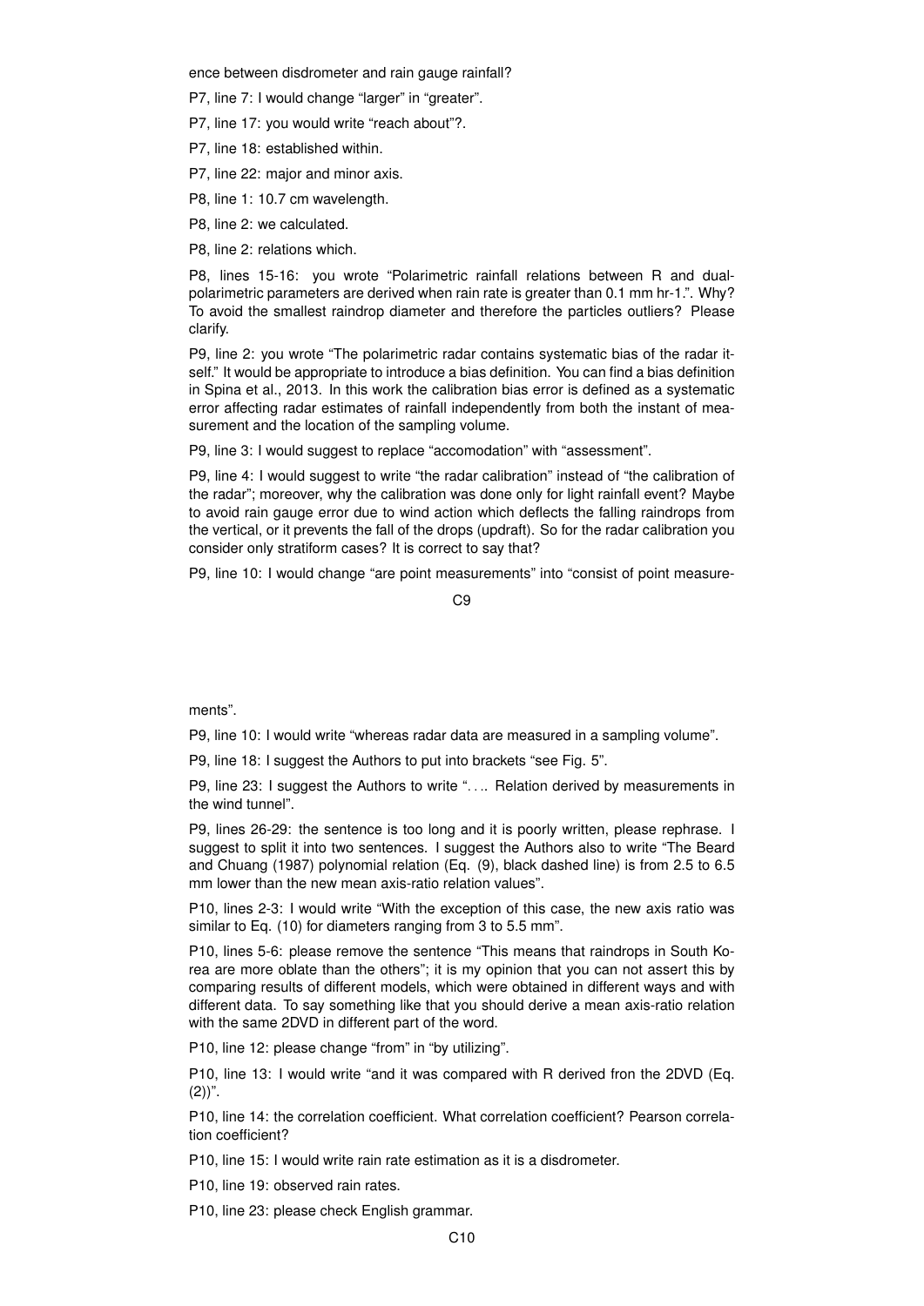ence between disdrometer and rain gauge rainfall?

P7, line 7: I would change "larger" in "greater".

P7, line 17: you would write "reach about"?.

P7, line 18: established within.

P7, line 22: major and minor axis.

P8, line 1: 10.7 cm wavelength.

P8, line 2: we calculated.

P8, line 2: relations which.

P8, lines 15-16: you wrote "Polarimetric rainfall relations between R and dual-polarimetric parameters are derived when rain rate is greater than 0.1 mm hr-1.". Why? To avoid the smallest raindrop diameter and therefore the particles outliers? Please clarify.

P9, line 2: you wrote "The polarimetric radar contains systematic bias of the radar itself." It would be appropriate to introduce a bias definition. You can find a bias definition in Spina et al., 2013. In this work the calibration bias error is defined as a systematic error affecting radar estimates of rainfall independently from both the instant of measurement and the location of the sampling volume.

P9, line 3: I would suggest to replace "accomodation" with "assessment".

P9, line 4: I would suggest to write "the radar calibration" instead of "the calibration of the radar"; moreover, why the calibration was done only for light rainfall event? Maybe to avoid rain gauge error due to wind action which deflects the falling raindrops from the vertical, or it prevents the fall of the drops (updraft). So for the radar calibration you consider only stratiform cases? It is correct to say that?

P9, line 10: I would change "are point measurements" into "consist of point measurements".

P9, line 10: I would write "whereas radar data are measured in a sampling volume".

P9, line 18: I suggest the Authors to put into brackets "see Fig. 5".

P9, line 23: I suggest the Authors to write ". . .. Relation derived by measurements in the wind tunnel".

P9, lines 26-29: the sentence is too long and it is poorly written, please rephrase. I suggest to split it into two sentences. I suggest the Authors also to write "The Beard and Chuang (1987) polynomial relation (Eq. (9), black dashed line) is from 2.5 to 6.5 mm lower than the new mean axis-ratio relation values".

P10, lines 2-3: I would write "With the exception of this case, the new axis ratio was similar to Eq. (10) for diameters ranging from 3 to 5.5 mm".

P10, lines 5-6: please remove the sentence "This means that raindrops in South Korea are more oblate than the others"; it is my opinion that you can not assert this by comparing results of different models, which were obtained in different ways and with different data. To say something like that you should derive a mean axis-ratio relation with the same 2DVD in different part of the word.

P10, line 12: please change "from" in "by utilizing".

P10, line 13: I would write "and it was compared with R derived fron the 2DVD (Eq. (2))".

P10, line 14: the correlation coefficient. What correlation coefficient? Pearson correlation coefficient?

P10, line 15: I would write rain rate estimation as it is a disdrometer.

P10, line 19: observed rain rates.

P10, line 23: please check English grammar.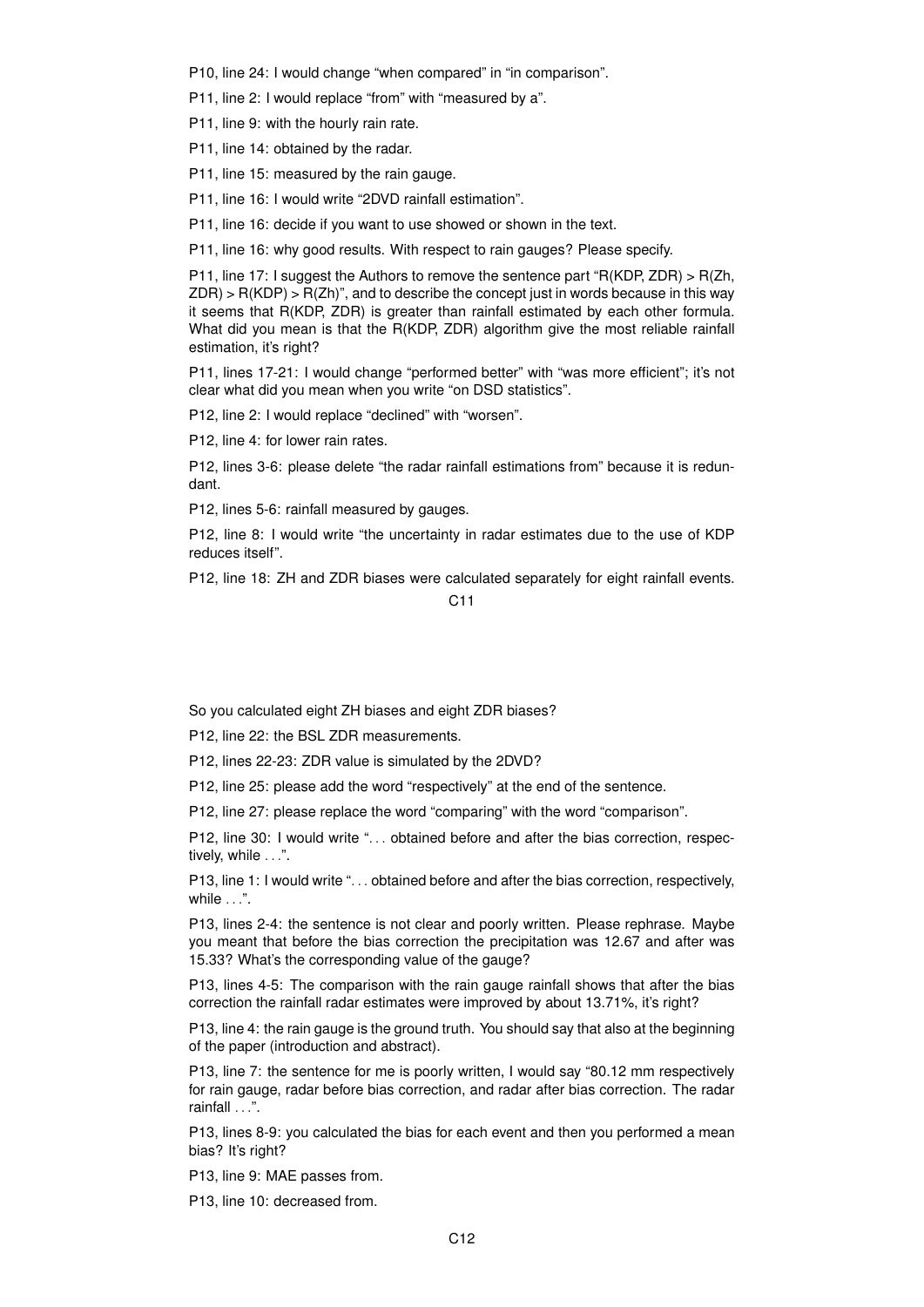P10, line 24: I would change “when compared” in “in comparison”.

P11, line 2: I would replace “from” with “measured by a”.

P11, line 9: with the hourly rain rate.

P11, line 14: obtained by the radar.

P11, line 15: measured by the rain gauge.

P11, line 16: I would write “2DVD rainfall estimation”.

P11, line 16: decide if you want to use showed or shown in the text.

P11, line 16: why good results. With respect to rain gauges? Please specify.

P11, line 17: I suggest the Authors to remove the sentence part “R(KDP, ZDR) > R(Zh, ZDR) > R(KDP) > R(Zh)”, and to describe the concept just in words because in this way it seems that R(KDP, ZDR) is greater than rainfall estimated by each other formula. What did you mean is that the R(KDP, ZDR) algorithm give the most reliable rainfall estimation, it’s right?

P11, lines 17-21: I would change “performed better” with “was more efficient”; it’s not clear what did you mean when you write “on DSD statistics”.

P12, line 2: I would replace “declined” with “worsen”.

P12, line 4: for lower rain rates.

P12, lines 3-6: please delete “the radar rainfall estimations from” because it is redundant.

P12, lines 5-6: rainfall measured by gauges.

P12, line 8: I would write “the uncertainty in radar estimates due to the use of KDP reduces itself”.

P12, line 18: ZH and ZDR biases were calculated separately for eight rainfall events. So you calculated eight ZH biases and eight ZDR biases?

P12, line 22: the BSL ZDR measurements.

P12, lines 22-23: ZDR value is simulated by the 2DVD?

P12, line 25: please add the word “respectively” at the end of the sentence.

P12, line 27: please replace the word “comparing” with the word “comparison”.

P12, line 30: I would write “. . . obtained before and after the bias correction, respectively, while . . .”.

P13, line 1: I would write “. . . obtained before and after the bias correction, respectively, while . . .”.

P13, lines 2-4: the sentence is not clear and poorly written. Please rephrase. Maybe you meant that before the bias correction the precipitation was 12.67 and after was 15.33? What’s the corresponding value of the gauge?

P13, lines 4-5: The comparison with the rain gauge rainfall shows that after the bias correction the rainfall radar estimates were improved by about 13.71%, it’s right?

P13, line 4: the rain gauge is the ground truth. You should say that also at the beginning of the paper (introduction and abstract).

P13, line 7: the sentence for me is poorly written, I would say “80.12 mm respectively for rain gauge, radar before bias correction, and radar after bias correction. The radar rainfall . . .”.

P13, lines 8-9: you calculated the bias for each event and then you performed a mean bias? It’s right?

P13, line 9: MAE passes from.

P13, line 10: decreased from.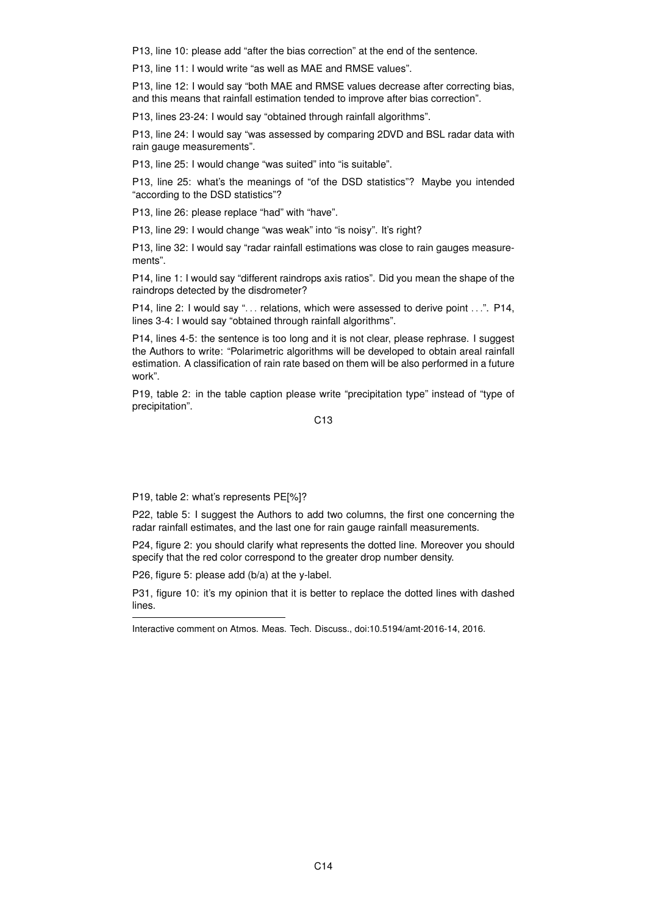P13, line 10: please add "after the bias correction" at the end of the sentence.

P13, line 11: I would write "as well as MAE and RMSE values".

P13, line 12: I would say "both MAE and RMSE values decrease after correcting bias, and this means that rainfall estimation tended to improve after bias correction".

P13, lines 23-24: I would say "obtained through rainfall algorithms".

P13, line 24: I would say "was assessed by comparing 2DVD and BSL radar data with rain gauge measurements".

P13, line 25: I would change "was suited" into "is suitable".

P13, line 25: what's the meanings of "of the DSD statistics"? Maybe you intended "according to the DSD statistics"?

P13, line 26: please replace "had" with "have".

P13, line 29: I would change "was weak" into "is noisy". It's right?

P13, line 32: I would say "radar rainfall estimations was close to rain gauges measurements".

P14, line 1: I would say "different raindrops axis ratios". Did you mean the shape of the raindrops detected by the disdrometer?

P14, line 2: I would say ". . . relations, which were assessed to derive point . . .". P14, lines 3-4: I would say "obtained through rainfall algorithms".

P14, lines 4-5: the sentence is too long and it is not clear, please rephrase. I suggest the Authors to write: "Polarimetric algorithms will be developed to obtain areal rainfall estimation. A classification of rain rate based on them will be also performed in a future work".

P19, table 2: in the table caption please write "precipitation type" instead of "type of precipitation".

P19, table 2: what's represents PE[%]?

P22, table 5: I suggest the Authors to add two columns, the first one concerning the radar rainfall estimates, and the last one for rain gauge rainfall measurements.

P24, figure 2: you should clarify what represents the dotted line. Moreover you should specify that the red color correspond to the greater drop number density.

P26, figure 5: please add (b/a) at the y-label.

P31, figure 10: it's my opinion that it is better to replace the dotted lines with dashed lines.

---

Interactive comment on Atmos. Meas. Tech. Discuss., doi:10.5194/amt-2016-14, 2016.